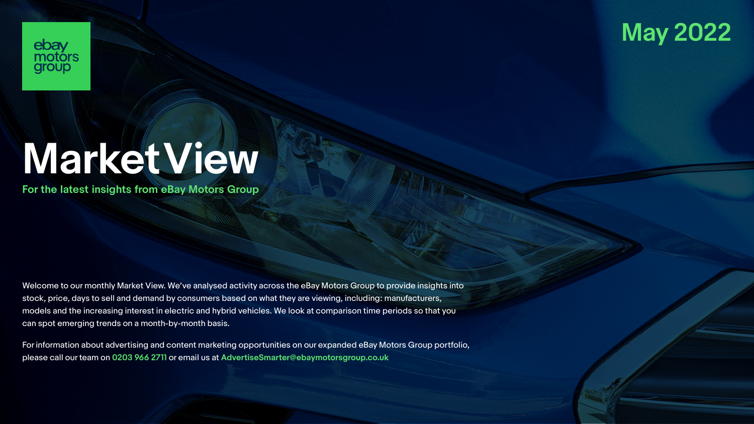ebay motors group

May 2022

# MarketView

**For the latest insights from eBay Motors Group**

Welcome to our monthly Market View. We've analysed activity across the eBay Motors Group to provide insights into stock, price, days to sell and demand by consumers based on what they are viewing, including: manufacturers, models and the increasing interest in electric and hybrid vehicles. We look at comparison time periods so that you can spot emerging trends on a month-by-month basis.

For information about advertising and content marketing opportunities on our expanded eBay Motors Group portfolio, please call our team on **0203 966 2711** or email us at **AdvertiseSmarter@ebaymotorsgroup.co.uk**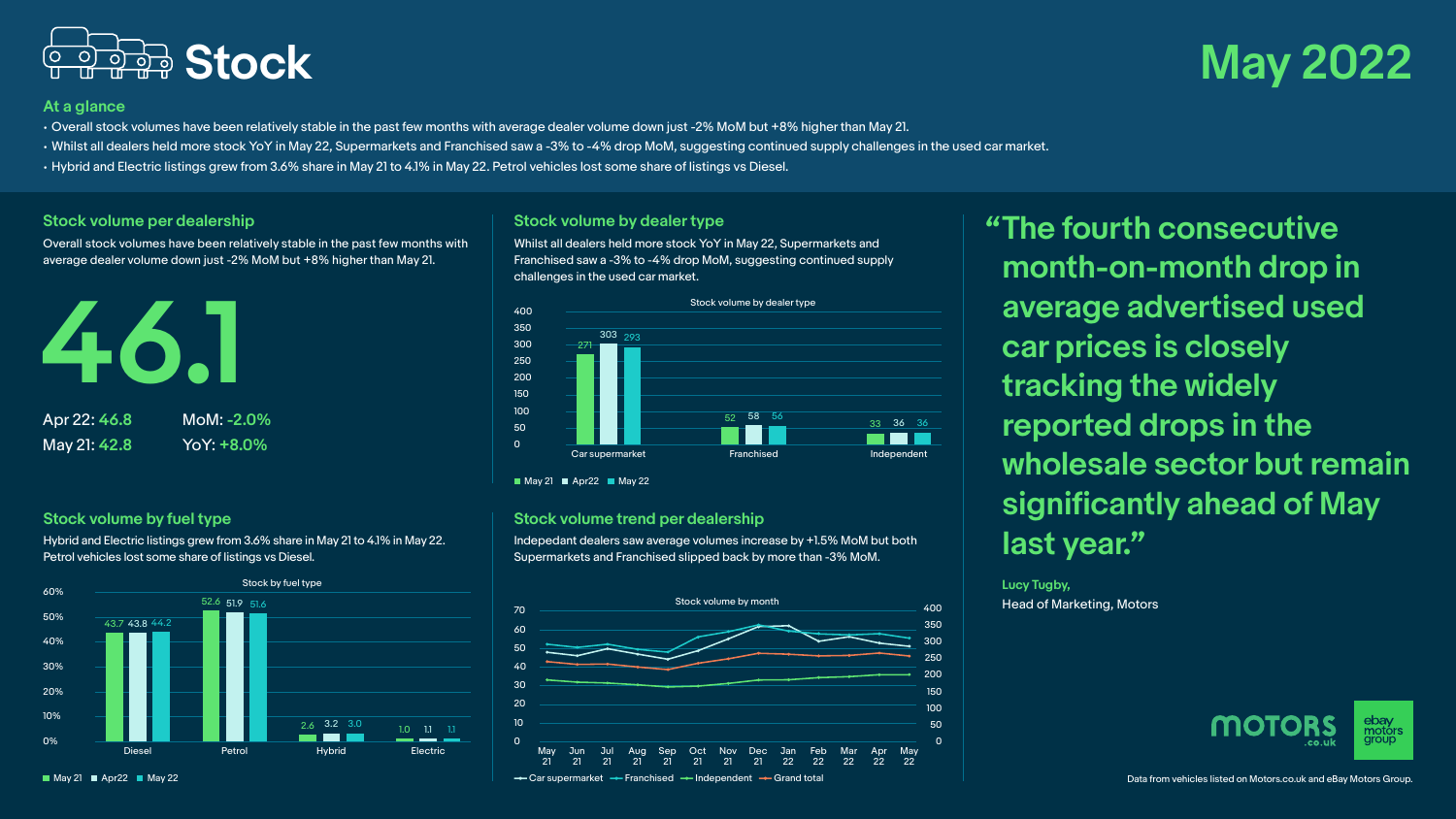# Stock

## May 2022

### At a glance

- Overall stock volumes have been relatively stable in the past few months with average dealer volume down just -2% MoM but +8% higher than May 21.
- Whilst all dealers held more stock YoY in May 22, Supermarkets and Franchised saw a -3% to -4% drop MoM, suggesting continued supply challenges in the used car market.
- Hybrid and Electric listings grew from 3.6% share in May 21 to 4.1% in May 22. Petrol vehicles lost some share of listings vs Diesel.

### Stock volume per dealership

Overall stock volumes have been relatively stable in the past few months with average dealer volume down just -2% MoM but +8% higher than May 21.

**46.1**

Apr 22: 46.8 | MoM: -2.0%

May 21: 42.8 | YoY: +8.0%

### Stock volume by dealer type

Whilst all dealers held more stock YoY in May 22, Supermarkets and Franchised saw a -3% to -4% drop MoM, suggesting continued supply challenges in the used car market.

Stock volume by dealer type

| Dealer type | May 21 | Apr22 | May 22 |
|---|---|---|---|
| Car supermarket | 271 | 303 | 293 |
| Franchised | 52 | 58 | 56 |
| Independent | 33 | 36 | 36 |

### Stock volume by fuel type

Hybrid and Electric listings grew from 3.6% share in May 21 to 4.1% in May 22. Petrol vehicles lost some share of listings vs Diesel.

Stock by fuel type

| Fuel type | May 21 | Apr22 | May 22 |
|---|---|---|---|
| Diesel | 43.7 | 43.8 | 44.2 |
| Petrol | 52.6 | 51.9 | 51.6 |
| Hybrid | 2.6 | 3.2 | 3.0 |
| Electric | 1.0 | 1.1 | 1.1 |

### Stock volume trend per dealership

Independant dealers saw average volumes increase by +1.5% MoM but both Supermarkets and Franchised slipped back by more than -3% MoM.

Stock volume by month (May 21 – May 22): Car supermarket, Franchised, Independent, Grand total

> "The fourth consecutive month-on-month drop in average advertised used car prices is closely tracking the widely reported drops in the wholesale sector but remain significantly ahead of May last year."

**Lucy Tugby,**
Head of Marketing, Motors

Data from vehicles listed on Motors.co.uk and eBay Motors Group.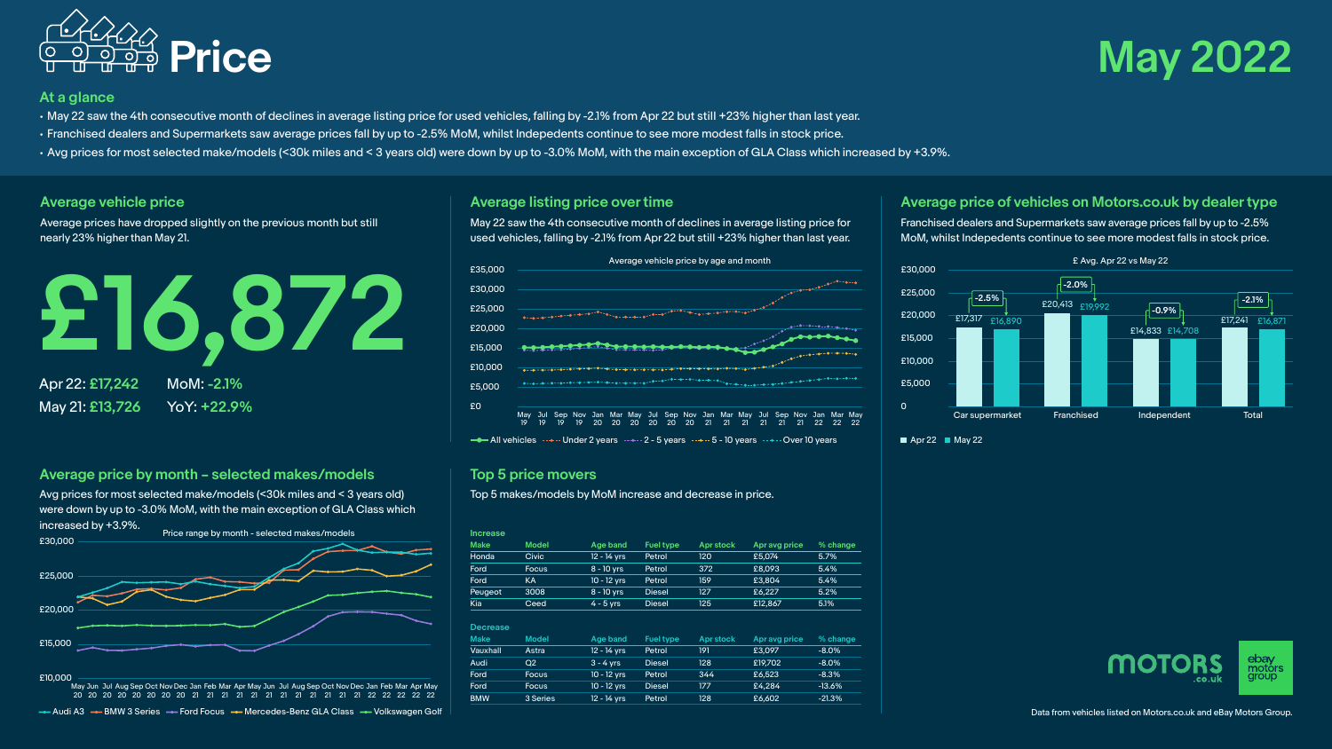# Price

# May 2022

## At a glance

- May 22 saw the 4th consecutive month of declines in average listing price for used vehicles, falling by -2.1% from Apr 22 but still +23% higher than last year.
- Franchised dealers and Supermarkets saw average prices fall by up to -2.5% MoM, whilst Indepedents continue to see more modest falls in stock price.
- Avg prices for most selected make/models (<30k miles and < 3 years old) were down by up to -3.0% MoM, with the main exception of GLA Class which increased by +3.9%.

## Average vehicle price

Average prices have dropped slightly on the previous month but still nearly 23% higher than May 21.

# £16,872

Apr 22: **£17,242** MoM: **-2.1%**

May 21: **£13,726** YoY: **+22.9%**

## Average listing price over time

May 22 saw the 4th consecutive month of declines in average listing price for used vehicles, falling by -2.1% from Apr 22 but still +23% higher than last year.

Average vehicle price by age and month

All vehicles · Under 2 years · 2 - 5 years · 5 - 10 years · Over 10 years

## Average price of vehicles on Motors.co.uk by dealer type

Franchised dealers and Supermarkets saw average prices fall by up to -2.5% MoM, whilst Indepedents continue to see more modest falls in stock price.

£ Avg. Apr 22 vs May 22

| Dealer type | Apr 22 | May 22 | Change |
|---|---|---|---|
| Car supermarket | £17,317 | £16,890 | -2.5% |
| Franchised | £20,413 | £19,992 | -2.0% |
| Independent | £14,833 | £14,708 | -0.9% |
| Total | £17,241 | £16,871 | -2.1% |

## Average price by month – selected makes/models

Avg prices for most selected make/models (<30k miles and < 3 years old) were down by up to -3.0% MoM, with the main exception of GLA Class which increased by +3.9%.

Price range by month - selected makes/models

Audi A3 · BMW 3 Series · Ford Focus · Mercedes-Benz GLA Class · Volkswagen Golf

## Top 5 price movers

Top 5 makes/models by MoM increase and decrease in price.

**Increase**

| Make | Model | Age band | Fuel type | Apr stock | Apr avg price | % change |
|---|---|---|---|---|---|---|
| Honda | Civic | 12 - 14 yrs | Petrol | 120 | £5,074 | 5.7% |
| Ford | Focus | 8 - 10 yrs | Petrol | 372 | £8,093 | 5.4% |
| Ford | KA | 10 - 12 yrs | Petrol | 159 | £3,804 | 5.4% |
| Peugeot | 3008 | 8 - 10 yrs | Diesel | 127 | £6,227 | 5.2% |
| Kia | Ceed | 4 - 5 yrs | Diesel | 125 | £12,867 | 5.1% |

**Decrease**

| Make | Model | Age band | Fuel type | Apr stock | Apr avg price | % change |
|---|---|---|---|---|---|---|
| Vauxhall | Astra | 12 - 14 yrs | Petrol | 191 | £3,097 | -8.0% |
| Audi | Q2 | 3 - 4 yrs | Diesel | 128 | £19,702 | -8.0% |
| Ford | Focus | 10 - 12 yrs | Petrol | 344 | £6,523 | -8.3% |
| Ford | Focus | 10 - 12 yrs | Diesel | 177 | £4,284 | -13.6% |
| BMW | 3 Series | 12 - 14 yrs | Petrol | 128 | £6,602 | -21.3% |

Data from vehicles listed on Motors.co.uk and eBay Motors Group.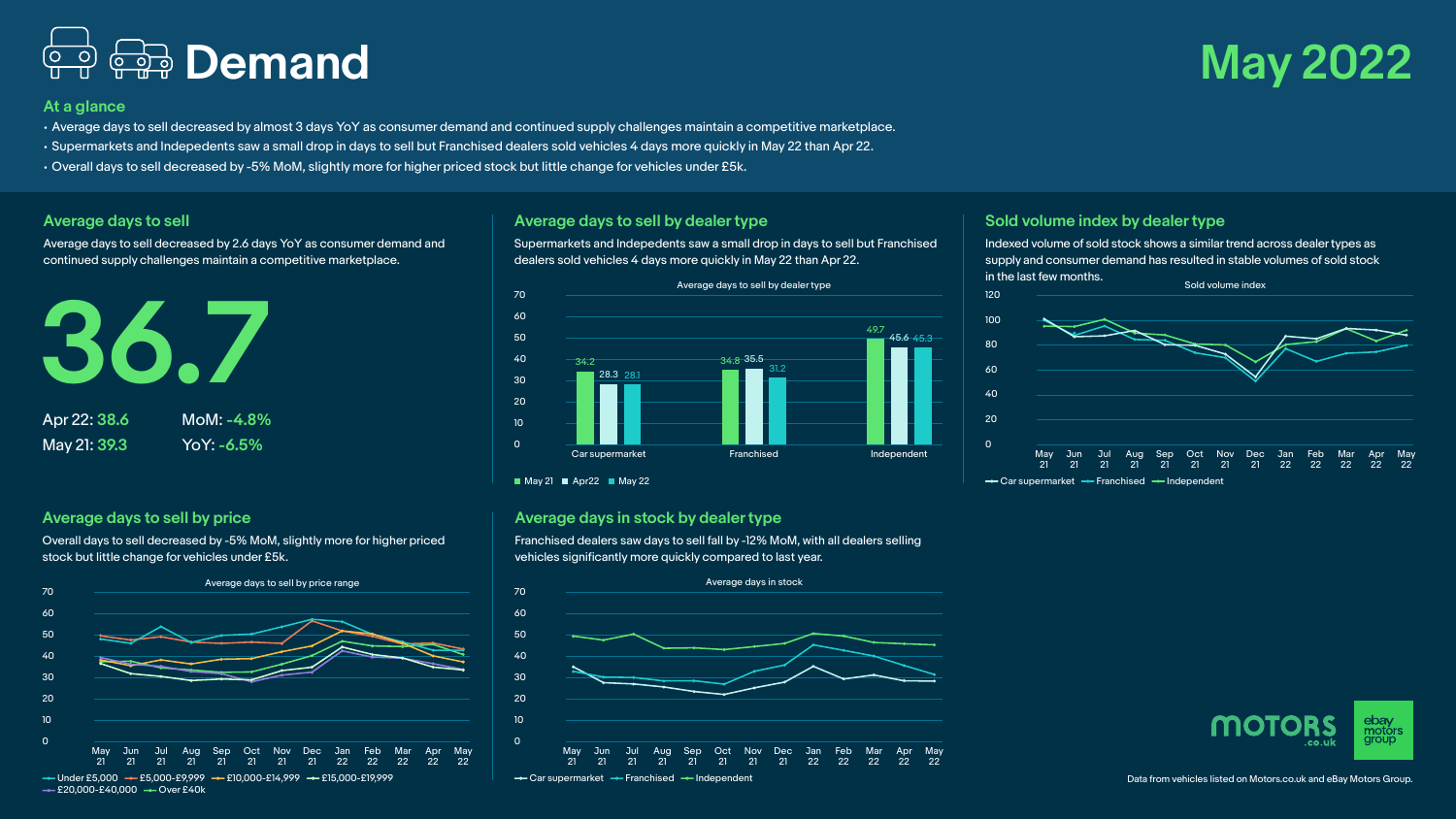# Demand

**May 2022**

## At a glance

- Average days to sell decreased by almost 3 days YoY as consumer demand and continued supply challenges maintain a competitive marketplace.
- Supermarkets and Indepedents saw a small drop in days to sell but Franchised dealers sold vehicles 4 days more quickly in May 22 than Apr 22.
- Overall days to sell decreased by -5% MoM, slightly more for higher priced stock but little change for vehicles under £5k.

## Average days to sell

Average days to sell decreased by 2.6 days YoY as consumer demand and continued supply challenges maintain a competitive marketplace.

**36.7**

Apr 22: **38.6** MoM: **-4.8%**

May 21: **39.3** YoY: **-6.5%**

## Average days to sell by dealer type

Supermarkets and Indepedents saw a small drop in days to sell but Franchised dealers sold vehicles 4 days more quickly in May 22 than Apr 22.

Average days to sell by dealer type

| | May 21 | Apr22 | May 22 |
|---|---|---|---|
| Car supermarket | 34.2 | 28.3 | 28.1 |
| Franchised | 34.8 | 35.5 | 31.2 |
| Independent | 49.7 | 45.6 | 45.3 |

## Sold volume index by dealer type

Indexed volume of sold stock shows a similar trend across dealer types as supply and consumer demand has resulted in stable volumes of sold stock in the last few months.

Sold volume index (May 21 – May 22): Car supermarket, Franchised, Independent

## Average days to sell by price

Overall days to sell decreased by -5% MoM, slightly more for higher priced stock but little change for vehicles under £5k.

Average days to sell by price range (May 21 – May 22): Under £5,000, £5,000-£9,999, £10,000-£14,999, £15,000-£19,999, £20,000-£40,000, Over £40k

## Average days in stock by dealer type

Franchised dealers saw days to sell fall by -12% MoM, with all dealers selling vehicles significantly more quickly compared to last year.

Average days in stock (May 21 – May 22): Car supermarket, Franchised, Independent

Data from vehicles listed on Motors.co.uk and eBay Motors Group.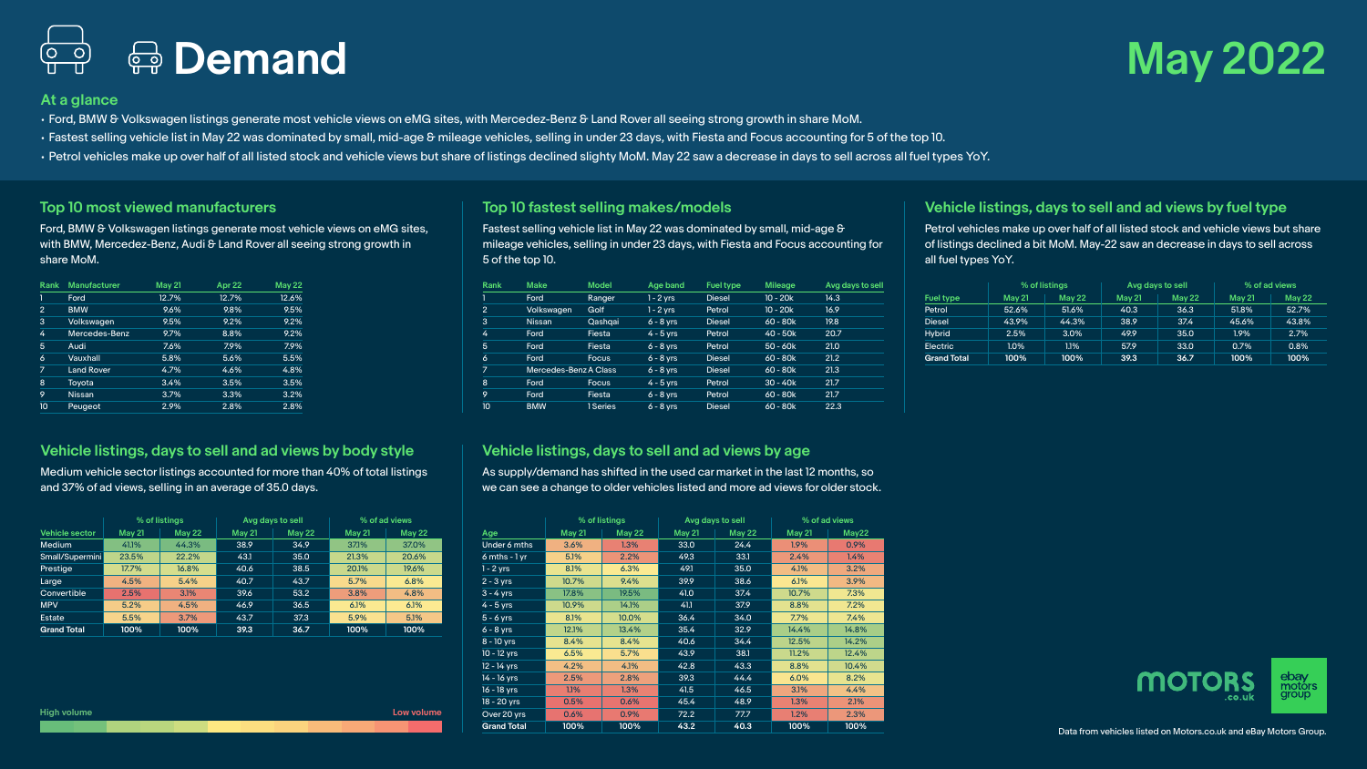# Demand

# May 2022

## At a glance

- Ford, BMW & Volkswagen listings generate most vehicle views on eMG sites, with Mercedes-Benz & Land Rover all seeing strong growth in share MoM.
- Fastest selling vehicle list in May 22 was dominated by small, mid-age & mileage vehicles, selling in under 23 days, with Fiesta and Focus accounting for 5 of the top 10.
- Petrol vehicles make up over half of all listed stock and vehicle views but share of listings declined slighty MoM. May 22 saw a decrease in days to sell across all fuel types YoY.

## Top 10 most viewed manufacturers

Ford, BMW & Volkswagen listings generate most vehicle views on eMG sites, with BMW, Mercedes-Benz, Audi & Land Rover all seeing strong growth in share MoM.

| Rank | Manufacturer | May 21 | Apr 22 | May 22 |
|---|---|---|---|---|
| 1 | Ford | 12.7% | 12.7% | 12.6% |
| 2 | BMW | 9.6% | 9.8% | 9.5% |
| 3 | Volkswagen | 9.5% | 9.2% | 9.2% |
| 4 | Mercedes-Benz | 9.7% | 8.8% | 9.2% |
| 5 | Audi | 7.6% | 7.9% | 7.9% |
| 6 | Vauxhall | 5.8% | 5.6% | 5.5% |
| 7 | Land Rover | 4.7% | 4.6% | 4.8% |
| 8 | Toyota | 3.4% | 3.5% | 3.5% |
| 9 | Nissan | 3.7% | 3.3% | 3.2% |
| 10 | Peugeot | 2.9% | 2.8% | 2.8% |

## Top 10 fastest selling makes/models

Fastest selling vehicle list in May 22 was dominated by small, mid-age & mileage vehicles, selling in under 23 days, with Fiesta and Focus accounting for 5 of the top 10.

| Rank | Make | Model | Age band | Fuel type | Mileage | Avg days to sell |
|---|---|---|---|---|---|---|
| 1 | Ford | Ranger | 1 - 2 yrs | Diesel | 10 - 20k | 14.3 |
| 2 | Volkswagen | Golf | 1 - 2 yrs | Petrol | 10 - 20k | 16.9 |
| 3 | Nissan | Qashqai | 6 - 8 yrs | Diesel | 60 - 80k | 19.8 |
| 4 | Ford | Fiesta | 4 - 5 yrs | Petrol | 40 - 50k | 20.7 |
| 5 | Ford | Fiesta | 6 - 8 yrs | Petrol | 50 - 60k | 21.0 |
| 6 | Ford | Focus | 6 - 8 yrs | Diesel | 60 - 80k | 21.2 |
| 7 | Mercedes-Benz | A Class | 6 - 8 yrs | Diesel | 60 - 80k | 21.3 |
| 8 | Ford | Focus | 4 - 5 yrs | Petrol | 30 - 40k | 21.7 |
| 9 | Ford | Fiesta | 6 - 8 yrs | Petrol | 60 - 80k | 21.7 |
| 10 | BMW | 1 Series | 6 - 8 yrs | Diesel | 60 - 80k | 22.3 |

## Vehicle listings, days to sell and ad views by fuel type

Petrol vehicles make up over half of all listed stock and vehicle views but share of listings declined a bit MoM. May-22 saw an decrease in days to sell across all fuel types YoY.

| | % of listings | | Avg days to sell | | % of ad views | |
|---|---|---|---|---|---|---|
| Fuel type | May 21 | May 22 | May 21 | May 22 | May 21 | May 22 |
| Petrol | 52.6% | 51.6% | 40.3 | 36.3 | 51.8% | 52.7% |
| Diesel | 43.9% | 44.3% | 38.9 | 37.4 | 45.6% | 43.8% |
| Hybrid | 2.5% | 3.0% | 49.9 | 35.0 | 1.9% | 2.7% |
| Electric | 1.0% | 1.1% | 57.9 | 33.0 | 0.7% | 0.8% |
| **Grand Total** | **100%** | **100%** | **39.3** | **36.7** | **100%** | **100%** |

## Vehicle listings, days to sell and ad views by body style

Medium vehicle sector listings accounted for more than 40% of total listings and 37% of ad views, selling in an average of 35.0 days.

| | % of listings | | Avg days to sell | | % of ad views | |
|---|---|---|---|---|---|---|
| Vehicle sector | May 21 | May 22 | May 21 | May 22 | May 21 | May 22 |
| Medium | 41.1% | 44.3% | 38.9 | 34.9 | 37.1% | 37.0% |
| Small/Supermini | 23.5% | 22.2% | 43.1 | 35.0 | 21.3% | 20.6% |
| Prestige | 17.7% | 16.8% | 40.6 | 38.5 | 20.1% | 19.6% |
| Large | 4.5% | 5.4% | 40.7 | 43.7 | 5.7% | 6.8% |
| Convertible | 2.5% | 3.1% | 39.6 | 53.2 | 3.8% | 4.8% |
| MPV | 5.2% | 4.5% | 46.9 | 36.5 | 6.1% | 6.1% |
| Estate | 5.5% | 3.7% | 43.7 | 37.3 | 5.9% | 5.1% |
| **Grand Total** | **100%** | **100%** | **39.3** | **36.7** | **100%** | **100%** |

## Vehicle listings, days to sell and ad views by age

As supply/demand has shifted in the used car market in the last 12 months, so we can see a change to older vehicles listed and more ad views for older stock.

| | % of listings | | Avg days to sell | | % of ad views | |
|---|---|---|---|---|---|---|
| Age | May 21 | May 22 | May 21 | May 22 | May 21 | May22 |
| Under 6 mths | 3.6% | 1.3% | 33.0 | 24.4 | 1.9% | 0.9% |
| 6 mths - 1 yr | 5.1% | 2.2% | 49.3 | 33.1 | 2.4% | 1.4% |
| 1 - 2 yrs | 8.1% | 6.3% | 49.1 | 35.0 | 4.1% | 3.2% |
| 2 - 3 yrs | 10.7% | 9.4% | 39.9 | 38.6 | 6.1% | 3.9% |
| 3 - 4 yrs | 17.8% | 19.5% | 41.0 | 37.4 | 10.7% | 7.3% |
| 4 - 5 yrs | 10.9% | 14.1% | 41.1 | 37.9 | 8.8% | 7.2% |
| 5 - 6 yrs | 8.1% | 10.0% | 36.4 | 34.0 | 7.7% | 7.4% |
| 6 - 8 yrs | 12.1% | 13.4% | 35.4 | 32.9 | 14.4% | 14.8% |
| 8 - 10 yrs | 8.4% | 8.4% | 40.6 | 34.4 | 12.5% | 14.2% |
| 10 - 12 yrs | 6.5% | 5.7% | 43.9 | 38.1 | 11.2% | 12.4% |
| 12 - 14 yrs | 4.2% | 4.1% | 42.8 | 43.3 | 8.8% | 10.4% |
| 14 - 16 yrs | 2.5% | 2.8% | 39.3 | 44.4 | 6.0% | 8.2% |
| 16 - 18 yrs | 1.1% | 1.3% | 41.5 | 46.5 | 3.1% | 4.4% |
| 18 - 20 yrs | 0.5% | 0.6% | 45.4 | 48.9 | 1.3% | 2.1% |
| Over 20 yrs | 0.6% | 0.9% | 72.2 | 77.7 | 1.2% | 2.3% |
| **Grand Total** | **100%** | **100%** | **43.2** | **40.3** | **100%** | **100%** |

High volume — Low volume

Data from vehicles listed on Motors.co.uk and eBay Motors Group.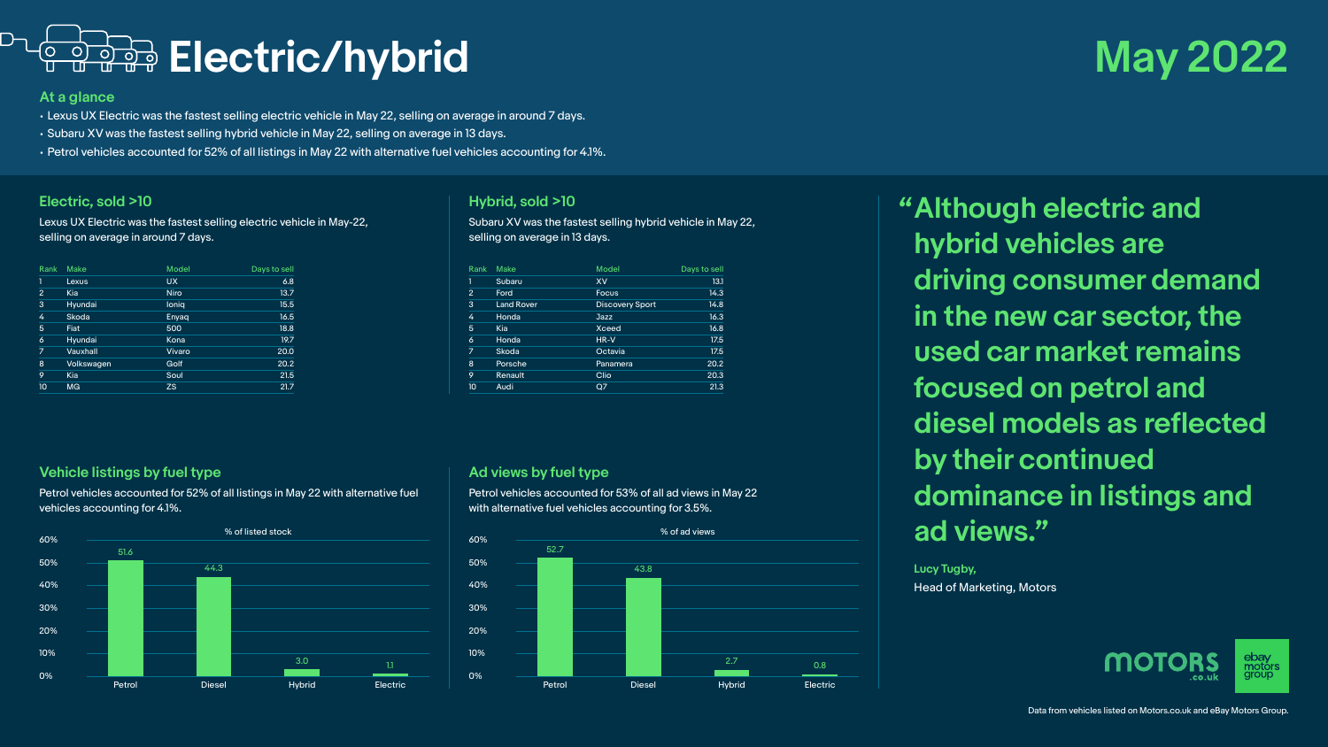# Electric/hybrid

May 2022

## At a glance

- Lexus UX Electric was the fastest selling electric vehicle in May 22, selling on average in around 7 days.
- Subaru XV was the fastest selling hybrid vehicle in May 22, selling on average in 13 days.
- Petrol vehicles accounted for 52% of all listings in May 22 with alternative fuel vehicles accounting for 4.1%.

## Electric, sold >10

Lexus UX Electric was the fastest selling electric vehicle in May-22, selling on average in around 7 days.

| Rank | Make | Model | Days to sell |
|---|---|---|---|
| 1 | Lexus | UX | 6.8 |
| 2 | Kia | Niro | 13.7 |
| 3 | Hyundai | Ioniq | 15.5 |
| 4 | Skoda | Enyaq | 16.5 |
| 5 | Fiat | 500 | 18.8 |
| 6 | Hyundai | Kona | 19.7 |
| 7 | Vauxhall | Vivaro | 20.0 |
| 8 | Volkswagen | Golf | 20.2 |
| 9 | Kia | Soul | 21.5 |
| 10 | MG | ZS | 21.7 |

## Hybrid, sold >10

Subaru XV was the fastest selling hybrid vehicle in May 22, selling on average in 13 days.

| Rank | Make | Model | Days to sell |
|---|---|---|---|
| 1 | Subaru | XV | 13.1 |
| 2 | Ford | Focus | 14.3 |
| 3 | Land Rover | Discovery Sport | 14.8 |
| 4 | Honda | Jazz | 16.3 |
| 5 | Kia | Xceed | 16.8 |
| 6 | Honda | HR-V | 17.5 |
| 7 | Skoda | Octavia | 17.5 |
| 8 | Porsche | Panamera | 20.2 |
| 9 | Renault | Clio | 20.3 |
| 10 | Audi | Q7 | 21.3 |

## Vehicle listings by fuel type

Petrol vehicles accounted for 52% of all listings in May 22 with alternative fuel vehicles accounting for 4.1%.

| Fuel type | % of listed stock |
|---|---|
| Petrol | 51.6 |
| Diesel | 44.3 |
| Hybrid | 3.0 |
| Electric | 1.1 |

## Ad views by fuel type

Petrol vehicles accounted for 53% of all ad views in May 22 with alternative fuel vehicles accounting for 3.5%.

| Fuel type | % of ad views |
|---|---|
| Petrol | 52.7 |
| Diesel | 43.8 |
| Hybrid | 2.7 |
| Electric | 0.8 |

> "Although electric and hybrid vehicles are driving consumer demand in the new car sector, the used car market remains focused on petrol and diesel models as reflected by their continued dominance in listings and ad views."

**Lucy Tugby,**
Head of Marketing, Motors

Data from vehicles listed on Motors.co.uk and eBay Motors Group.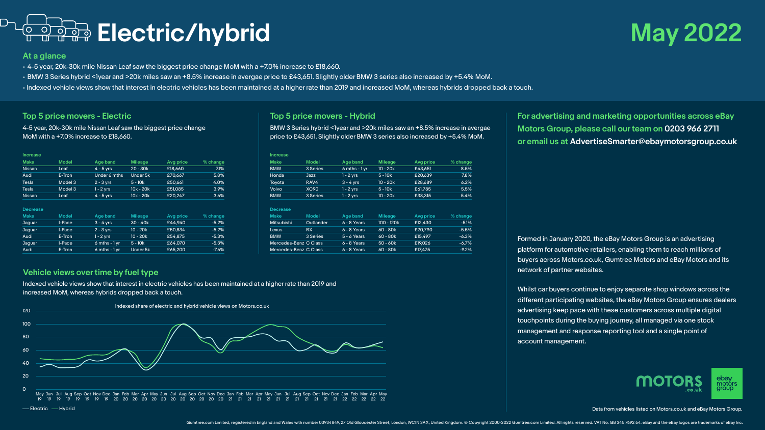# Electric/hybrid

**May 2022**

## At a glance

- 4-5 year, 20k-30k mile Nissan Leaf saw the biggest price change MoM with a +7.0% increase to £18,660.
- BMW 3 Series hybrid <1year and >20k miles saw an +8.5% increase in avergae price to £43,651. Slightly older BMW 3 series also increased by +5.4% MoM.
- Indexed vehicle views show that interest in electric vehicles has been maintained at a higher rate than 2019 and increased MoM, whereas hybrids dropped back a touch.

## Top 5 price movers - Electric

4-5 year, 20k-30k mile Nissan Leaf saw the biggest price change MoM with a +7.0% increase to £18,660.

Increase

| Make | Model | Age band | Mileage | Avg price | % change |
|---|---|---|---|---|---|
| Nissan | Leaf | 4 - 5 yrs | 20 - 30k | £18,660 | 7.1% |
| Audi | E-Tron | Under 6 mths | Under 5k | £70,667 | 5.8% |
| Tesla | Model 3 | 2 - 3 yrs | 5 - 10k | £50,661 | 4.0% |
| Tesla | Model 3 | 1 - 2 yrs | 10k - 20k | £51,085 | 3.9% |
| Nissan | Leaf | 4 - 5 yrs | 10k - 20k | £20,247 | 3.6% |

Decrease

| Make | Model | Age band | Mileage | Avg price | % change |
|---|---|---|---|---|---|
| Jaguar | I-Pace | 3 - 4 yrs | 30 - 40k | £44,940 | -5.2% |
| Jaguar | I-Pace | 2 - 3 yrs | 10 - 20k | £50,834 | -5.2% |
| Audi | E-Tron | 1 - 2 yrs | 10 - 20k | £54,875 | -5.3% |
| Jaguar | I-Pace | 6 mths - 1 yr | 5 - 10k | £64,070 | -5.3% |
| Audi | E-Tron | 6 mths - 1 yr | Under 5k | £65,200 | -7.6% |

## Top 5 price movers - Hybrid

BMW 3 Series hybrid <1year and >20k miles saw an +8.5% increase in avergae price to £43,651. Slightly older BMW 3 series also increased by +5.4% MoM.

Increase

| Make | Model | Age band | Mileage | Avg price | % change |
|---|---|---|---|---|---|
| BMW | 3 Series | 6 mths - 1 yr | 10 - 20k | £43,651 | 8.5% |
| Honda | Jazz | 1 - 2 yrs | 5 - 10k | £20,639 | 7.8% |
| Toyota | RAV4 | 3 - 4 yrs | 10 - 20k | £28,689 | 6.2% |
| Volvo | XC90 | 1 - 2 yrs | 5 - 10k | £61,785 | 5.5% |
| BMW | 3 Series | 1 - 2 yrs | 10 - 20k | £38,315 | 5.4% |

Decrease

| Make | Model | Age band | Mileage | Avg price | % change |
|---|---|---|---|---|---|
| Mitsubishi | Outlander | 6 - 8 Years | 100 - 120k | £12,430 | -5.1% |
| Lexus | RX | 6 - 8 Years | 60 - 80k | £20,790 | -5.5% |
| BMW | 3 Series | 5 - 6 Years | 60 - 80k | £15,497 | -6.3% |
| Mercedes-Benz | C Class | 6 - 8 Years | 50 - 60k | £19,026 | -6.7% |
| Mercedes-Benz | C Class | 6 - 8 Years | 60 - 80k | £17,475 | -9.2% |

## Vehicle views over time by fuel type

Indexed vehicle views show that interest in electric vehicles has been maintained at a higher rate than 2019 and increased MoM, whereas hybrids dropped back a touch.

Indexed share of electric and hybrid vehicle views on Motors.co.uk

120
100
80
60
40
20
0

May 19 Jun 19 Jul 19 Aug 19 Sep 19 Oct 19 Nov 19 Dec 19 Jan 20 Feb 20 Mar 20 Apr 20 May 20 Jun 20 Jul 20 Aug 20 Sep 20 Oct 20 Nov 20 Dec 20 Jan 21 Feb 21 Mar 21 Apr 21 May 21 Jun 21 Jul 21 Aug 21 Sep 21 Oct 21 Nov 21 Dec 21 Jan 22 Feb 22 Mar 22 Apr 22 May 22

Electric — Hybrid

**For advertising and marketing opportunities across eBay Motors Group, please call our team on 0203 966 2711 or email us at AdvertiseSmarter@ebaymotorsgroup.co.uk**

Formed in January 2020, the eBay Motors Group is an advertising platform for automotive retailers, enabling them to reach millions of buyers across Motors.co.uk, Gumtree Motors and eBay Motors and its network of partner websites.

Whilst car buyers continue to enjoy separate shop windows across the different participating websites, the eBay Motors Group ensures dealers advertising keep pace with these customers across multiple digital touchpoints during the buying journey, all managed via one stock management and response reporting tool and a single point of account management.

Data from vehicles listed on Motors.co.uk and eBay Motors Group.

Gumtree.com Limited, registered in England and Wales with number 03934849, 27 Old Gloucester Street, London, WC1N 3AX, United Kingdom. © Copyright 2000-2022 Gumtree.com Limited. All rights reserved. VAT No. GB 345 7692 64. eBay and the eBay logos are trademarks of eBay Inc.